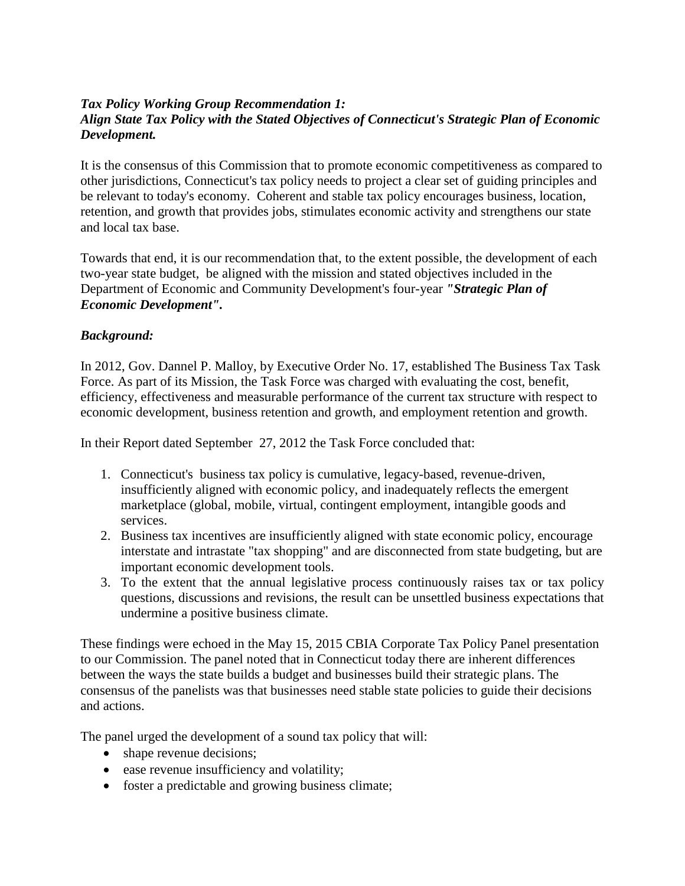***Tax Policy Working Group Recommendation 1:***
***Align State Tax Policy with the Stated Objectives of Connecticut's Strategic Plan of Economic Development.***

It is the consensus of this Commission that to promote economic competitiveness as compared to other jurisdictions, Connecticut's tax policy needs to project a clear set of guiding principles and be relevant to today's economy. Coherent and stable tax policy encourages business, location, retention, and growth that provides jobs, stimulates economic activity and strengthens our state and local tax base.

Towards that end, it is our recommendation that, to the extent possible, the development of each two-year state budget, be aligned with the mission and stated objectives included in the Department of Economic and Community Development's four-year ***"Strategic Plan of Economic Development".***

***Background:***

In 2012, Gov. Dannel P. Malloy, by Executive Order No. 17, established The Business Tax Task Force. As part of its Mission, the Task Force was charged with evaluating the cost, benefit, efficiency, effectiveness and measurable performance of the current tax structure with respect to economic development, business retention and growth, and employment retention and growth.

In their Report dated September 27, 2012 the Task Force concluded that:

1. Connecticut's business tax policy is cumulative, legacy-based, revenue-driven, insufficiently aligned with economic policy, and inadequately reflects the emergent marketplace (global, mobile, virtual, contingent employment, intangible goods and services.
2. Business tax incentives are insufficiently aligned with state economic policy, encourage interstate and intrastate "tax shopping" and are disconnected from state budgeting, but are important economic development tools.
3. To the extent that the annual legislative process continuously raises tax or tax policy questions, discussions and revisions, the result can be unsettled business expectations that undermine a positive business climate.

These findings were echoed in the May 15, 2015 CBIA Corporate Tax Policy Panel presentation to our Commission. The panel noted that in Connecticut today there are inherent differences between the ways the state builds a budget and businesses build their strategic plans. The consensus of the panelists was that businesses need stable state policies to guide their decisions and actions.

The panel urged the development of a sound tax policy that will:

- shape revenue decisions;
- ease revenue insufficiency and volatility;
- foster a predictable and growing business climate;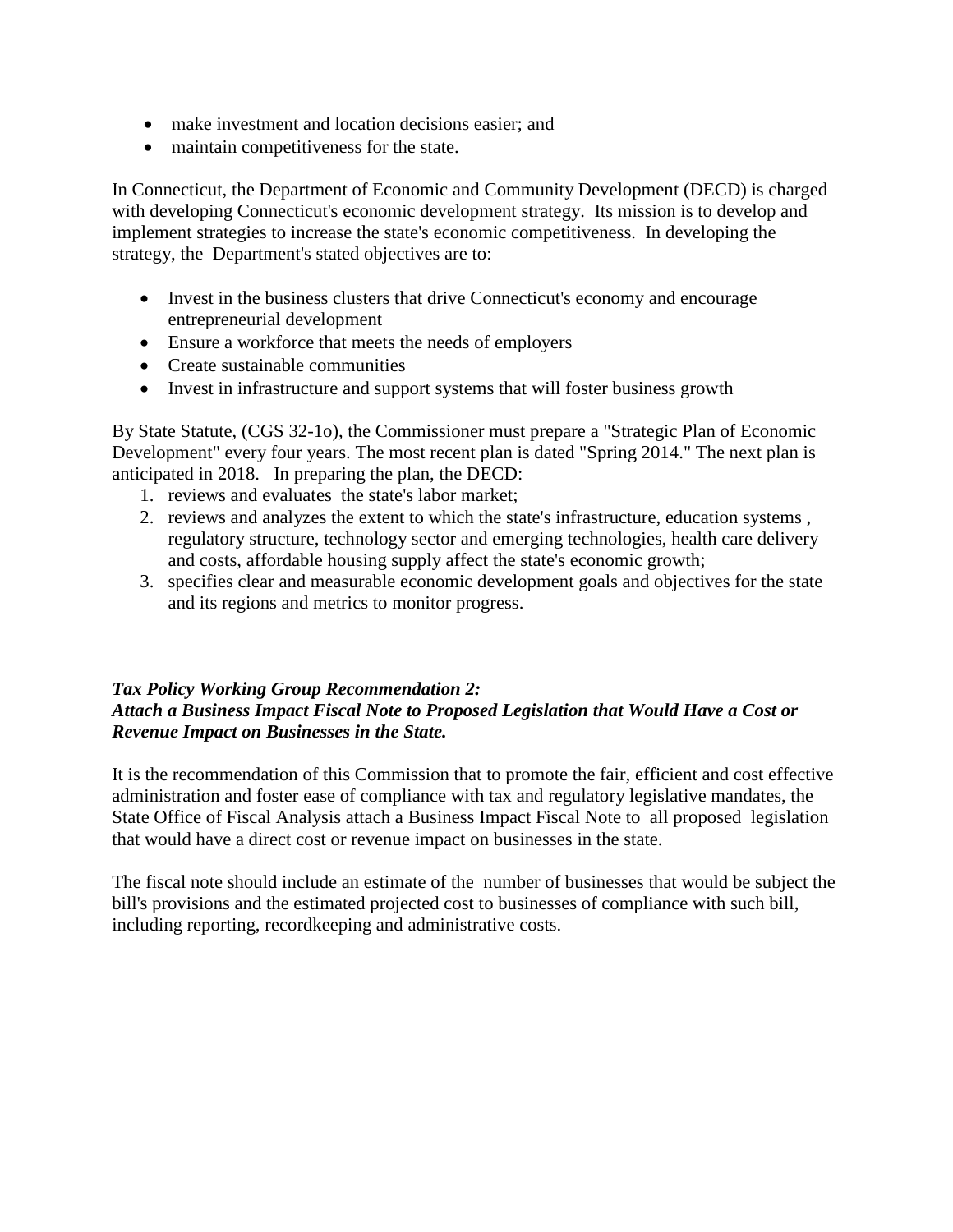- make investment and location decisions easier; and
- maintain competitiveness for the state.

In Connecticut, the Department of Economic and Community Development (DECD) is charged with developing Connecticut's economic development strategy. Its mission is to develop and implement strategies to increase the state's economic competitiveness. In developing the strategy, the Department's stated objectives are to:

- Invest in the business clusters that drive Connecticut's economy and encourage entrepreneurial development
- Ensure a workforce that meets the needs of employers
- Create sustainable communities
- Invest in infrastructure and support systems that will foster business growth

By State Statute, (CGS 32-1o), the Commissioner must prepare a "Strategic Plan of Economic Development" every four years. The most recent plan is dated "Spring 2014." The next plan is anticipated in 2018. In preparing the plan, the DECD:

1. reviews and evaluates the state's labor market;
2. reviews and analyzes the extent to which the state's infrastructure, education systems , regulatory structure, technology sector and emerging technologies, health care delivery and costs, affordable housing supply affect the state's economic growth;
3. specifies clear and measurable economic development goals and objectives for the state and its regions and metrics to monitor progress.

***Tax Policy Working Group Recommendation 2:***
***Attach a Business Impact Fiscal Note to Proposed Legislation that Would Have a Cost or Revenue Impact on Businesses in the State.***

It is the recommendation of this Commission that to promote the fair, efficient and cost effective administration and foster ease of compliance with tax and regulatory legislative mandates, the State Office of Fiscal Analysis attach a Business Impact Fiscal Note to all proposed legislation that would have a direct cost or revenue impact on businesses in the state.

The fiscal note should include an estimate of the number of businesses that would be subject the bill's provisions and the estimated projected cost to businesses of compliance with such bill, including reporting, recordkeeping and administrative costs.